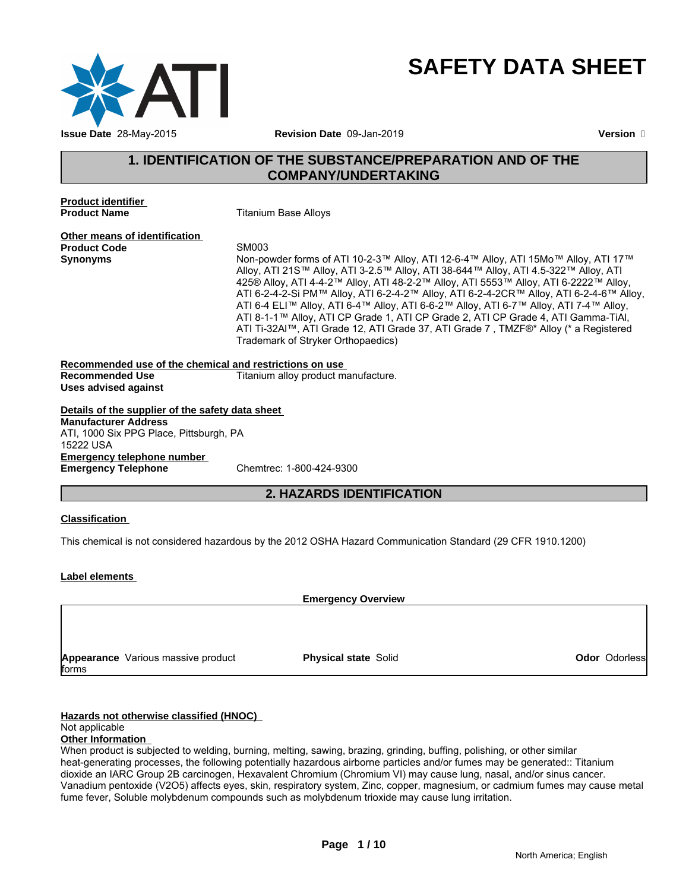# SAFETY DATA SHEET

**Issue Date** 28-May-2015 **Revision Date** 09-Jan-2019 **Version** 

## 1. IDENTIFICATION OF THE SUBSTANCE/PREPARATION AND OF THE COMPANY/UNDERTAKING

**Product identifier**

**Product Name** Titanium Base Alloys

**Other means of identification**

**Product Code** SM003

**Synonyms** Non-powder forms of ATI 10-2-3™ Alloy, ATI 12-6-4™ Alloy, ATI 15Mo™ Alloy, ATI 17™ Alloy, ATI 21S™ Alloy, ATI 3-2.5™ Alloy, ATI 38-644™ Alloy, ATI 4.5-322™ Alloy, ATI 425® Alloy, ATI 4-4-2™ Alloy, ATI 48-2-2™ Alloy, ATI 5553™ Alloy, ATI 6-2222™ Alloy, ATI 6-2-4-2-Si PM™ Alloy, ATI 6-2-4-2™ Alloy, ATI 6-2-4-2CR™ Alloy, ATI 6-2-4-6™ Alloy, ATI 6-4 ELI™ Alloy, ATI 6-4™ Alloy, ATI 6-6-2™ Alloy, ATI 6-7™ Alloy, ATI 7-4™ Alloy, ATI 8-1-1™ Alloy, ATI CP Grade 1, ATI CP Grade 2, ATI CP Grade 4, ATI Gamma-TiAl, ATI Ti-32Al™, ATI Grade 12, ATI Grade 37, ATI Grade 7 , TMZF®* Alloy (* a Registered Trademark of Stryker Orthopaedics)

**Recommended use of the chemical and restrictions on use**

**Recommended Use** Titanium alloy product manufacture.

**Uses advised against**

**Details of the supplier of the safety data sheet**

**Manufacturer Address**
ATI, 1000 Six PPG Place, Pittsburgh, PA
15222 USA

**Emergency telephone number**

**Emergency Telephone** Chemtrec: 1-800-424-9300

## 2. HAZARDS IDENTIFICATION

**Classification**

This chemical is not considered hazardous by the 2012 OSHA Hazard Communication Standard (29 CFR 1910.1200)

**Label elements**

**Emergency Overview**

| **Appearance** Various massive product forms | **Physical state** Solid | **Odor** Odorless |
|---|---|---|

**Hazards not otherwise classified (HNOC)**

Not applicable

**Other Information**

When product is subjected to welding, burning, melting, sawing, brazing, grinding, buffing, polishing, or other similar heat-generating processes, the following potentially hazardous airborne particles and/or fumes may be generated:: Titanium dioxide an IARC Group 2B carcinogen, Hexavalent Chromium (Chromium VI) may cause lung, nasal, and/or sinus cancer. Vanadium pentoxide ($V_2O_5$) affects eyes, skin, respiratory system, Zinc, copper, magnesium, or cadmium fumes may cause metal fume fever, Soluble molybdenum compounds such as molybdenum trioxide may cause lung irritation.

North America; English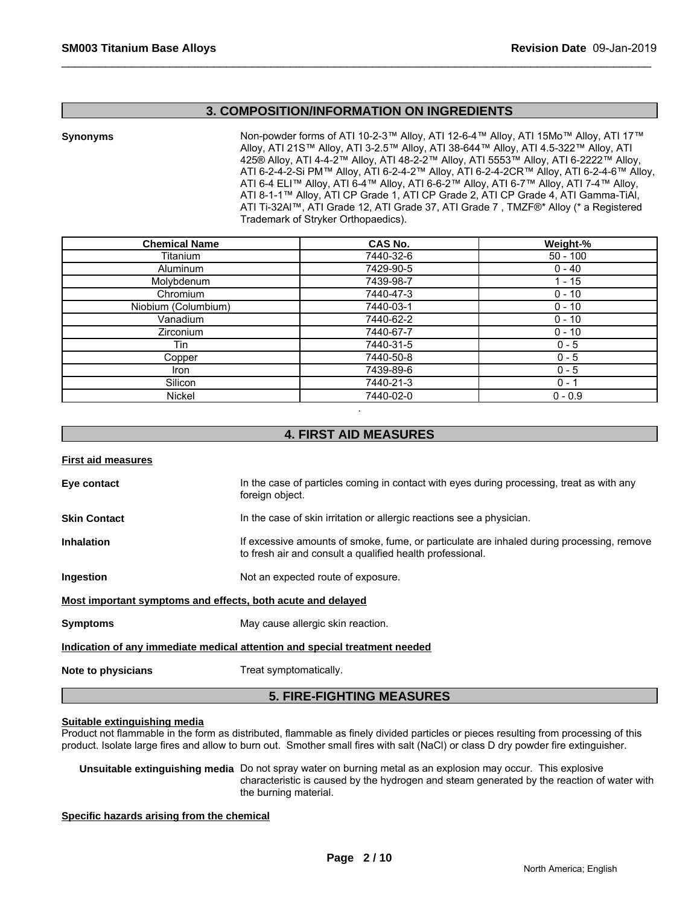## 3. COMPOSITION/INFORMATION ON INGREDIENTS

**Synonyms**

Non-powder forms of ATI 10-2-3™ Alloy, ATI 12-6-4™ Alloy, ATI 15Mo™ Alloy, ATI 17™ Alloy, ATI 21S™ Alloy, ATI 3-2.5™ Alloy, ATI 38-644™ Alloy, ATI 4.5-322™ Alloy, ATI 425® Alloy, ATI 4-4-2™ Alloy, ATI 48-2-2™ Alloy, ATI 5553™ Alloy, ATI 6-2222™ Alloy, ATI 6-2-4-2-Si PM™ Alloy, ATI 6-2-4-2™ Alloy, ATI 6-2-4-2CR™ Alloy, ATI 6-2-4-6™ Alloy, ATI 6-4 ELI™ Alloy, ATI 6-4™ Alloy, ATI 6-6-2™ Alloy, ATI 6-7™ Alloy, ATI 7-4™ Alloy, ATI 8-1-1™ Alloy, ATI CP Grade 1, ATI CP Grade 2, ATI CP Grade 4, ATI Gamma-TiAl, ATI Ti-32Al™, ATI Grade 12, ATI Grade 37, ATI Grade 7 , TMZF®* Alloy (* a Registered Trademark of Stryker Orthopaedics).

| Chemical Name | CAS No. | Weight-% |
|---|---|---|
| Titanium | 7440-32-6 | 50 - 100 |
| Aluminum | 7429-90-5 | 0 - 40 |
| Molybdenum | 7439-98-7 | 1 - 15 |
| Chromium | 7440-47-3 | 0 - 10 |
| Niobium (Columbium) | 7440-03-1 | 0 - 10 |
| Vanadium | 7440-62-2 | 0 - 10 |
| Zirconium | 7440-67-7 | 0 - 10 |
| Tin | 7440-31-5 | 0 - 5 |
| Copper | 7440-50-8 | 0 - 5 |
| Iron | 7439-89-6 | 0 - 5 |
| Silicon | 7440-21-3 | 0 - 1 |
| Nickel | 7440-02-0 | 0 - 0.9 |

.

## 4. FIRST AID MEASURES

**First aid measures**

**Eye contact**
In the case of particles coming in contact with eyes during processing, treat as with any foreign object.

**Skin Contact**
In the case of skin irritation or allergic reactions see a physician.

**Inhalation**
If excessive amounts of smoke, fume, or particulate are inhaled during processing, remove to fresh air and consult a qualified health professional.

**Ingestion**
Not an expected route of exposure.

**Most important symptoms and effects, both acute and delayed**

**Symptoms**
May cause allergic skin reaction.

**Indication of any immediate medical attention and special treatment needed**

**Note to physicians**
Treat symptomatically.

## 5. FIRE-FIGHTING MEASURES

**Suitable extinguishing media**

Product not flammable in the form as distributed, flammable as finely divided particles or pieces resulting from processing of this product. Isolate large fires and allow to burn out. Smother small fires with salt (NaCl) or class D dry powder fire extinguisher.

**Unsuitable extinguishing media** Do not spray water on burning metal as an explosion may occur. This explosive characteristic is caused by the hydrogen and steam generated by the reaction of water with the burning material.

**Specific hazards arising from the chemical**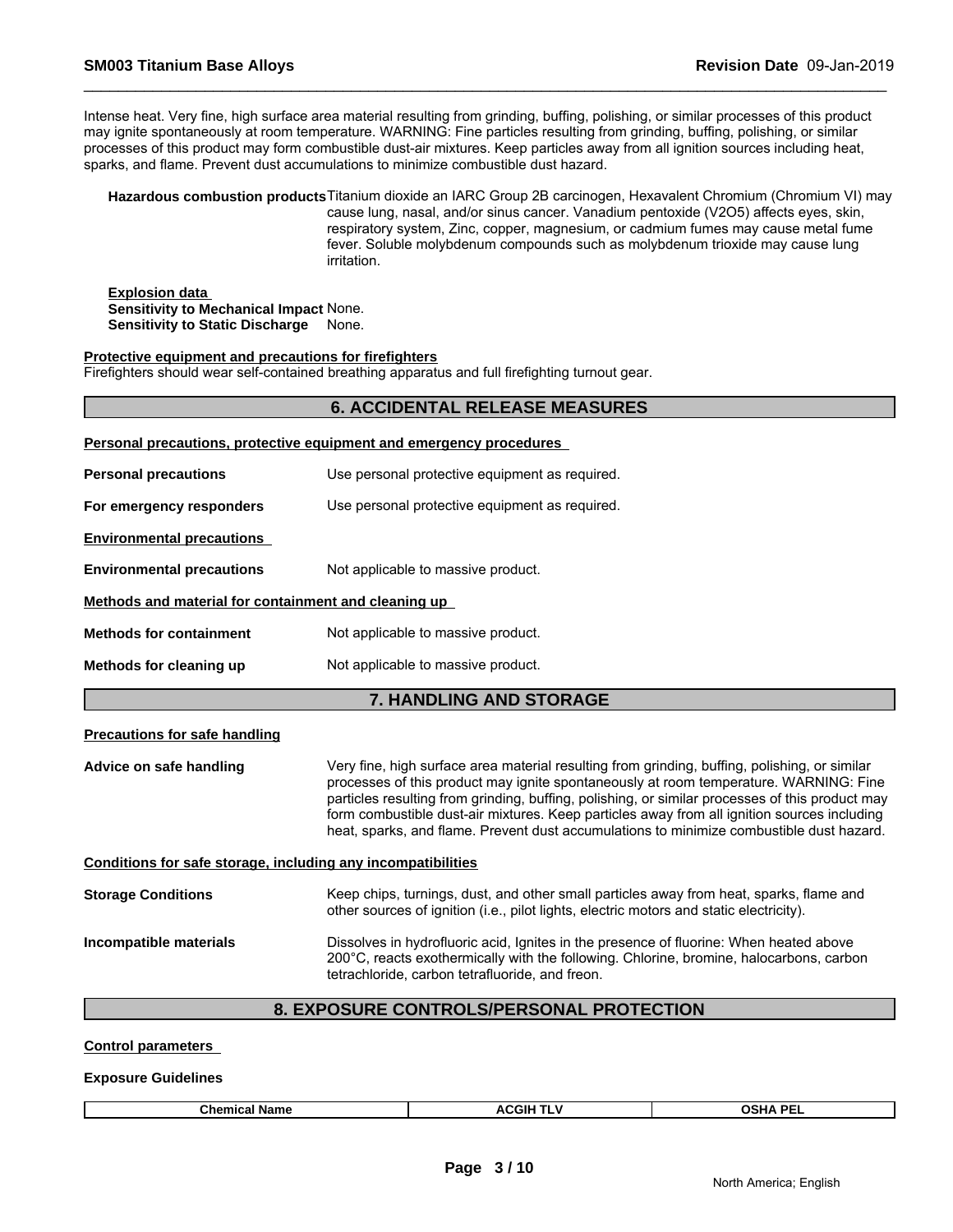Intense heat. Very fine, high surface area material resulting from grinding, buffing, polishing, or similar processes of this product may ignite spontaneously at room temperature. WARNING: Fine particles resulting from grinding, buffing, polishing, or similar processes of this product may form combustible dust-air mixtures. Keep particles away from all ignition sources including heat, sparks, and flame. Prevent dust accumulations to minimize combustible dust hazard.

**Hazardous combustion products** Titanium dioxide an IARC Group 2B carcinogen, Hexavalent Chromium (Chromium VI) may cause lung, nasal, and/or sinus cancer. Vanadium pentoxide ($V_2O_5$) affects eyes, skin, respiratory system, Zinc, copper, magnesium, or cadmium fumes may cause metal fume fever. Soluble molybdenum compounds such as molybdenum trioxide may cause lung irritation.

**Explosion data**
**Sensitivity to Mechanical Impact** None.
**Sensitivity to Static Discharge** None.

**Protective equipment and precautions for firefighters**
Firefighters should wear self-contained breathing apparatus and full firefighting turnout gear.

## 6. ACCIDENTAL RELEASE MEASURES

**Personal precautions, protective equipment and emergency procedures**

**Personal precautions** Use personal protective equipment as required.

**For emergency responders** Use personal protective equipment as required.

**Environmental precautions**

**Environmental precautions** Not applicable to massive product.

**Methods and material for containment and cleaning up**

**Methods for containment** Not applicable to massive product.

**Methods for cleaning up** Not applicable to massive product.

## 7. HANDLING AND STORAGE

**Precautions for safe handling**

**Advice on safe handling** Very fine, high surface area material resulting from grinding, buffing, polishing, or similar processes of this product may ignite spontaneously at room temperature. WARNING: Fine particles resulting from grinding, buffing, polishing, or similar processes of this product may form combustible dust-air mixtures. Keep particles away from all ignition sources including heat, sparks, and flame. Prevent dust accumulations to minimize combustible dust hazard.

**Conditions for safe storage, including any incompatibilities**

**Storage Conditions** Keep chips, turnings, dust, and other small particles away from heat, sparks, flame and other sources of ignition (i.e., pilot lights, electric motors and static electricity).

**Incompatible materials** Dissolves in hydrofluoric acid, Ignites in the presence of fluorine: When heated above 200°C, reacts exothermically with the following. Chlorine, bromine, halocarbons, carbon tetrachloride, carbon tetrafluoride, and freon.

## 8. EXPOSURE CONTROLS/PERSONAL PROTECTION

**Control parameters**

**Exposure Guidelines**

| Chemical Name | ACGIH TLV | OSHA PEL |
| --- | --- | --- |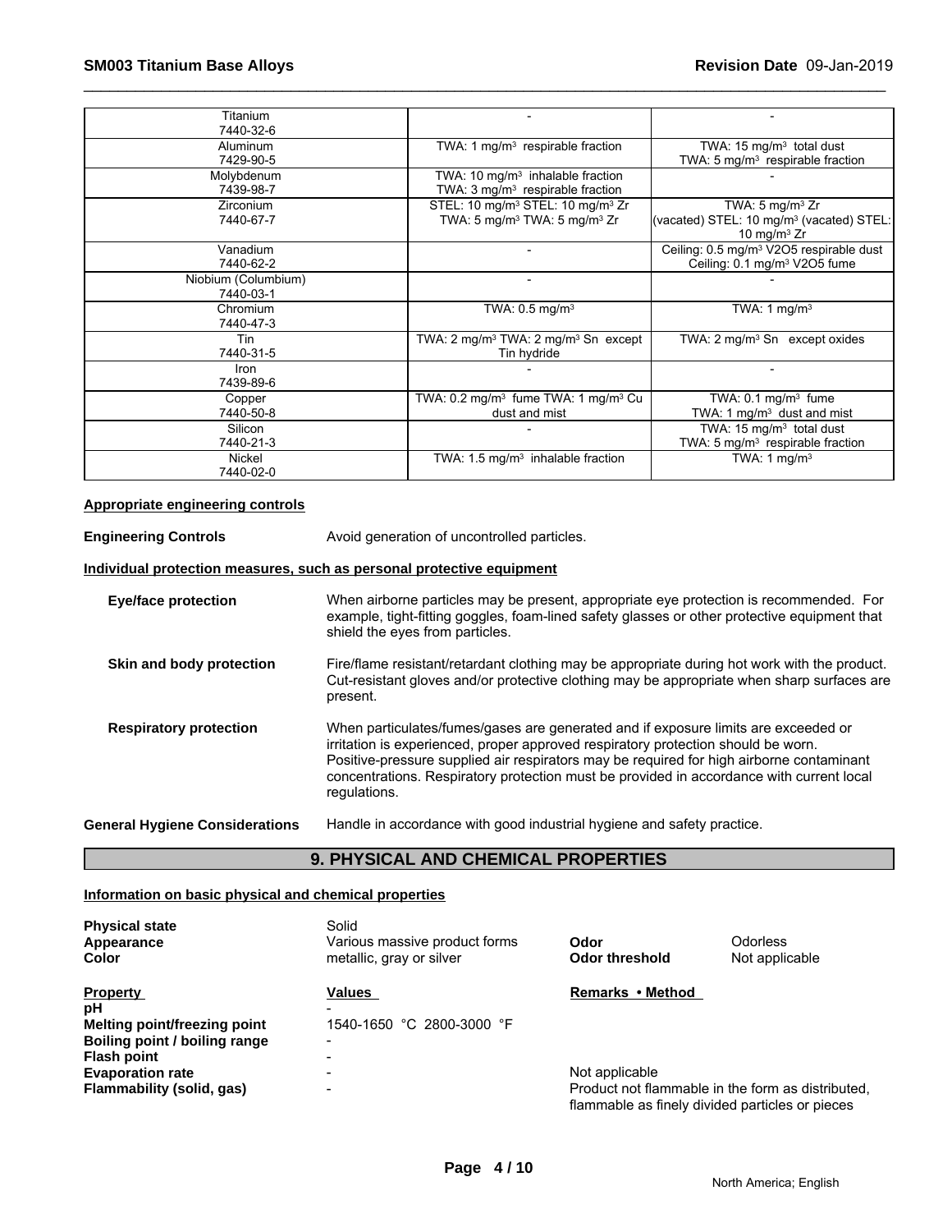| | | |
|---|---|---|
| Titanium<br>7440-32-6 | - | - |
| Aluminum<br>7429-90-5 | TWA: 1 mg/m³ respirable fraction | TWA: 15 mg/m³ total dust<br>TWA: 5 mg/m³ respirable fraction |
| Molybdenum<br>7439-98-7 | TWA: 10 mg/m³ inhalable fraction<br>TWA: 3 mg/m³ respirable fraction | - |
| Zirconium<br>7440-67-7 | STEL: 10 mg/m³ STEL: 10 mg/m³ Zr<br>TWA: 5 mg/m³ TWA: 5 mg/m³ Zr | TWA: 5 mg/m³ Zr<br>(vacated) STEL: 10 mg/m³ (vacated) STEL: 10 mg/m³ Zr |
| Vanadium<br>7440-62-2 | - | Ceiling: 0.5 mg/m³ V2O5 respirable dust<br>Ceiling: 0.1 mg/m³ V2O5 fume |
| Niobium (Columbium)<br>7440-03-1 | - | - |
| Chromium<br>7440-47-3 | TWA: 0.5 mg/m³ | TWA: 1 mg/m³ |
| Tin<br>7440-31-5 | TWA: 2 mg/m³ TWA: 2 mg/m³ Sn except Tin hydride | TWA: 2 mg/m³ Sn except oxides |
| Iron<br>7439-89-6 | - | - |
| Copper<br>7440-50-8 | TWA: 0.2 mg/m³ fume TWA: 1 mg/m³ Cu dust and mist | TWA: 0.1 mg/m³ fume<br>TWA: 1 mg/m³ dust and mist |
| Silicon<br>7440-21-3 | - | TWA: 15 mg/m³ total dust<br>TWA: 5 mg/m³ respirable fraction |
| Nickel<br>7440-02-0 | TWA: 1.5 mg/m³ inhalable fraction | TWA: 1 mg/m³ |

**Appropriate engineering controls**

**Engineering Controls** Avoid generation of uncontrolled particles.

**Individual protection measures, such as personal protective equipment**

**Eye/face protection** When airborne particles may be present, appropriate eye protection is recommended. For example, tight-fitting goggles, foam-lined safety glasses or other protective equipment that shield the eyes from particles.

**Skin and body protection** Fire/flame resistant/retardant clothing may be appropriate during hot work with the product. Cut-resistant gloves and/or protective clothing may be appropriate when sharp surfaces are present.

**Respiratory protection** When particulates/fumes/gases are generated and if exposure limits are exceeded or irritation is experienced, proper approved respiratory protection should be worn. Positive-pressure supplied air respirators may be required for high airborne contaminant concentrations. Respiratory protection must be provided in accordance with current local regulations.

**General Hygiene Considerations** Handle in accordance with good industrial hygiene and safety practice.

## 9. PHYSICAL AND CHEMICAL PROPERTIES

**Information on basic physical and chemical properties**

| | | | |
|---|---|---|---|
| **Physical state** | Solid | | |
| **Appearance** | Various massive product forms | **Odor** | Odorless |
| **Color** | metallic, gray or silver | **Odor threshold** | Not applicable |

| **Property** | **Values** | **Remarks • Method** |
|---|---|---|
| **pH** | - | |
| **Melting point/freezing point** | 1540-1650 °C 2800-3000 °F | |
| **Boiling point / boiling range** | - | |
| **Flash point** | - | |
| **Evaporation rate** | - | Not applicable |
| **Flammability (solid, gas)** | - | Product not flammable in the form as distributed, flammable as finely divided particles or pieces |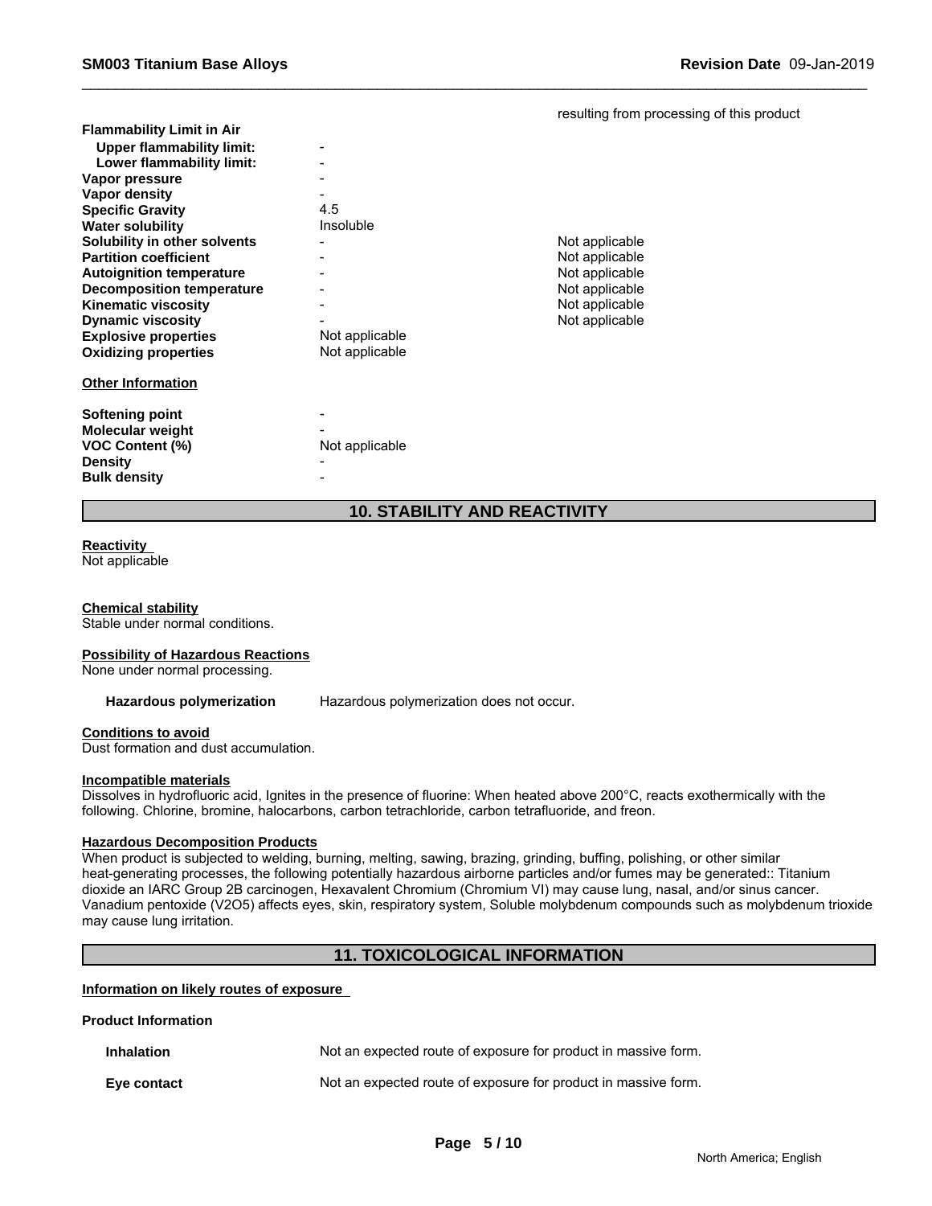resulting from processing of this product

| Property | Value | Remarks |
|---|---|---|
| **Flammability Limit in Air** | | |
| **Upper flammability limit:** | - | |
| **Lower flammability limit:** | - | |
| **Vapor pressure** | - | |
| **Vapor density** | - | |
| **Specific Gravity** | 4.5 | |
| **Water solubility** | Insoluble | |
| **Solubility in other solvents** | - | Not applicable |
| **Partition coefficient** | - | Not applicable |
| **Autoignition temperature** | - | Not applicable |
| **Decomposition temperature** | - | Not applicable |
| **Kinematic viscosity** | - | Not applicable |
| **Dynamic viscosity** | - | Not applicable |
| **Explosive properties** | Not applicable | |
| **Oxidizing properties** | Not applicable | |

**Other Information**

| Property | Value |
|---|---|
| **Softening point** | - |
| **Molecular weight** | - |
| **VOC Content (%)** | Not applicable |
| **Density** | - |
| **Bulk density** | - |

## 10. STABILITY AND REACTIVITY

**Reactivity**
Not applicable

**Chemical stability**
Stable under normal conditions.

**Possibility of Hazardous Reactions**
None under normal processing.

**Hazardous polymerization** Hazardous polymerization does not occur.

**Conditions to avoid**
Dust formation and dust accumulation.

**Incompatible materials**
Dissolves in hydrofluoric acid, Ignites in the presence of fluorine: When heated above 200°C, reacts exothermically with the following. Chlorine, bromine, halocarbons, carbon tetrachloride, carbon tetrafluoride, and freon.

**Hazardous Decomposition Products**
When product is subjected to welding, burning, melting, sawing, brazing, grinding, buffing, polishing, or other similar heat-generating processes, the following potentially hazardous airborne particles and/or fumes may be generated:: Titanium dioxide an IARC Group 2B carcinogen, Hexavalent Chromium (Chromium VI) may cause lung, nasal, and/or sinus cancer. Vanadium pentoxide ($V_2O_5$) affects eyes, skin, respiratory system, Soluble molybdenum compounds such as molybdenum trioxide may cause lung irritation.

## 11. TOXICOLOGICAL INFORMATION

**Information on likely routes of exposure**

**Product Information**

**Inhalation** Not an expected route of exposure for product in massive form.

**Eye contact** Not an expected route of exposure for product in massive form.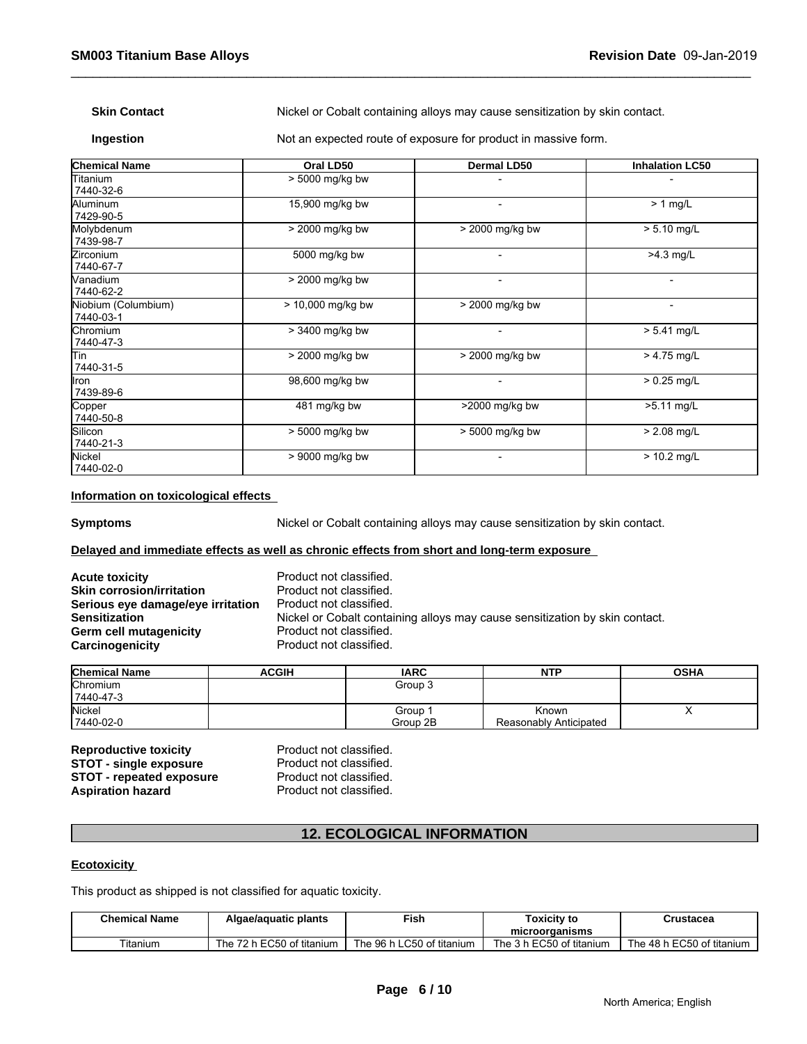**Skin Contact** Nickel or Cobalt containing alloys may cause sensitization by skin contact.

**Ingestion** Not an expected route of exposure for product in massive form.

| Chemical Name | Oral LD50 | Dermal LD50 | Inhalation LC50 |
|---|---|---|---|
| Titanium<br>7440-32-6 | > 5000 mg/kg bw | - | - |
| Aluminum<br>7429-90-5 | 15,900 mg/kg bw | - | > 1 mg/L |
| Molybdenum<br>7439-98-7 | > 2000 mg/kg bw | > 2000 mg/kg bw | > 5.10 mg/L |
| Zirconium<br>7440-67-7 | 5000 mg/kg bw | - | >4.3 mg/L |
| Vanadium<br>7440-62-2 | > 2000 mg/kg bw | - | - |
| Niobium (Columbium)<br>7440-03-1 | > 10,000 mg/kg bw | > 2000 mg/kg bw | - |
| Chromium<br>7440-47-3 | > 3400 mg/kg bw | - | > 5.41 mg/L |
| Tin<br>7440-31-5 | > 2000 mg/kg bw | > 2000 mg/kg bw | > 4.75 mg/L |
| Iron<br>7439-89-6 | 98,600 mg/kg bw | - | > 0.25 mg/L |
| Copper<br>7440-50-8 | 481 mg/kg bw | >2000 mg/kg bw | >5.11 mg/L |
| Silicon<br>7440-21-3 | > 5000 mg/kg bw | > 5000 mg/kg bw | > 2.08 mg/L |
| Nickel<br>7440-02-0 | > 9000 mg/kg bw | - | > 10.2 mg/L |

**Information on toxicological effects**

**Symptoms** Nickel or Cobalt containing alloys may cause sensitization by skin contact.

**Delayed and immediate effects as well as chronic effects from short and long-term exposure**

**Acute toxicity** Product not classified.
**Skin corrosion/irritation** Product not classified.
**Serious eye damage/eye irritation** Product not classified.
**Sensitization** Nickel or Cobalt containing alloys may cause sensitization by skin contact.
**Germ cell mutagenicity** Product not classified.
**Carcinogenicity** Product not classified.

| Chemical Name | ACGIH | IARC | NTP | OSHA |
|---|---|---|---|---|
| Chromium<br>7440-47-3 | | Group 3 | | |
| Nickel<br>7440-02-0 | | Group 1<br>Group 2B | Known<br>Reasonably Anticipated | X |

**Reproductive toxicity** Product not classified.
**STOT - single exposure** Product not classified.
**STOT - repeated exposure** Product not classified.
**Aspiration hazard** Product not classified.

## 12. ECOLOGICAL INFORMATION

**Ecotoxicity**

This product as shipped is not classified for aquatic toxicity.

| Chemical Name | Algae/aquatic plants | Fish | Toxicity to microorganisms | Crustacea |
|---|---|---|---|---|
| Titanium | The 72 h EC50 of titanium | The 96 h LC50 of titanium | The 3 h EC50 of titanium | The 48 h EC50 of titanium |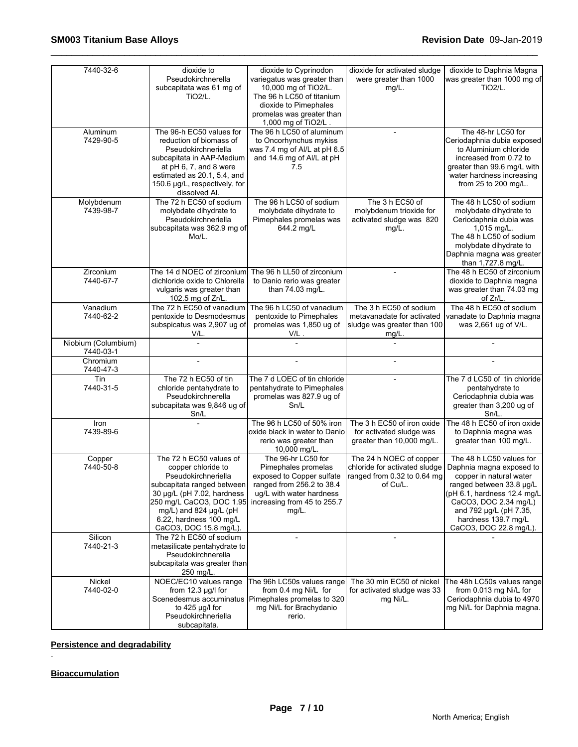| 7440-32-6 | dioxide to Pseudokirchnerella subcapitata was 61 mg of TiO2/L. | dioxide to Cyprinodon variegatus was greater than 10,000 mg of TiO2/L. The 96 h LC50 of titanium dioxide to Pimephales promelas was greater than 1,000 mg of TiO2/L . | dioxide for activated sludge were greater than 1000 mg/L. | dioxide to Daphnia Magna was greater than 1000 mg of TiO2/L. |
|---|---|---|---|---|
| Aluminum 7429-90-5 | The 96-h EC50 values for reduction of biomass of Pseudokirchneriella subcapitata in AAP-Medium at pH 6, 7, and 8 were estimated as 20.1, 5.4, and 150.6 µg/L, respectively, for dissolved Al. | The 96 h LC50 of aluminum to Oncorhynchus mykiss was 7.4 mg of Al/L at pH 6.5 and 14.6 mg of Al/L at pH 7.5 | - | The 48-hr LC50 for Ceriodaphnia dubia exposed to Aluminium chloride increased from 0.72 to greater than 99.6 mg/L with water hardness increasing from 25 to 200 mg/L. |
| Molybdenum 7439-98-7 | The 72 h EC50 of sodium molybdate dihydrate to Pseudokirchneriella subcapitata was 362.9 mg of Mo/L. | The 96 h LC50 of sodium molybdate dihydrate to Pimephales promelas was 644.2 mg/L | The 3 h EC50 of molybdenum trioxide for activated sludge was 820 mg/L. | The 48 h LC50 of sodium molybdate dihydrate to Ceriodaphnia dubia was 1,015 mg/L. The 48 h LC50 of sodium molybdate dihydrate to Daphnia magna was greater than 1,727.8 mg/L. |
| Zirconium 7440-67-7 | The 14 d NOEC of zirconium dichloride oxide to Chlorella vulgaris was greater than 102.5 mg of Zr/L. | The 96 h LL50 of zirconium to Danio rerio was greater than 74.03 mg/L. | - | The 48 h EC50 of zirconium dioxide to Daphnia magna was greater than 74.03 mg of Zr/L. |
| Vanadium 7440-62-2 | The 72 h EC50 of vanadium pentoxide to Desmodesmus subspicatus was 2,907 ug of V/L. | The 96 h LC50 of vanadium pentoxide to Pimephales promelas was 1,850 ug of V/L . | The 3 h EC50 of sodium metavanadate for activated sludge was greater than 100 mg/L. | The 48 h EC50 of sodium vanadate to Daphnia magna was 2,661 ug of V/L. |
| Niobium (Columbium) 7440-03-1 | - | - | - | - |
| Chromium 7440-47-3 | - | - | - | - |
| Tin 7440-31-5 | The 72 h EC50 of tin chloride pentahydrate to Pseudokirchnerella subcapitata was 9,846 ug of Sn/L | The 7 d LOEC of tin chloride pentahydrate to Pimephales promelas was 827.9 ug of Sn/L | - | The 7 d LC50 of tin chloride pentahydrate to Ceriodaphnia dubia was greater than 3,200 ug of Sn/L. |
| Iron 7439-89-6 | - | The 96 h LC50 of 50% iron oxide black in water to Danio rerio was greater than 10,000 mg/L. | The 3 h EC50 of iron oxide for activated sludge was greater than 10,000 mg/L. | The 48 h EC50 of iron oxide to Daphnia magna was greater than 100 mg/L. |
| Copper 7440-50-8 | The 72 h EC50 values of copper chloride to Pseudokirchneriella subcapitata ranged between 30 µg/L (pH 7.02, hardness 250 mg/L CaCO3, DOC 1.95 mg/L) and 824 µg/L (pH 6.22, hardness 100 mg/L CaCO3, DOC 15.8 mg/L). | The 96-hr LC50 for Pimephales promelas exposed to Copper sulfate ranged from 256.2 to 38.4 ug/L with water hardness increasing from 45 to 255.7 mg/L. | The 24 h NOEC of copper chloride for activated sludge ranged from 0.32 to 0.64 mg of Cu/L. | The 48 h LC50 values for Daphnia magna exposed to copper in natural water ranged between 33.8 µg/L (pH 6.1, hardness 12.4 mg/L CaCO3, DOC 2.34 mg/L) and 792 µg/L (pH 7.35, hardness 139.7 mg/L CaCO3, DOC 22.8 mg/L). |
| Silicon 7440-21-3 | The 72 h EC50 of sodium metasilicate pentahydrate to Pseudokirchnerella subcapitata was greater than 250 mg/L. | - | - | - |
| Nickel 7440-02-0 | NOEC/EC10 values range from 12.3 µg/l for Scenedesmus accuminatus to 425 µg/l for Pseudokirchneriella subcapitata. | The 96h LC50s values range from 0.4 mg Ni/L for Pimephales promelas to 320 mg Ni/L for Brachydanio rerio. | The 30 min EC50 of nickel for activated sludge was 33 mg Ni/L. | The 48h LC50s values range from 0.013 mg Ni/L for Ceriodaphnia dubia to 4970 mg Ni/L for Daphnia magna. |

**Persistence and degradability**

.

**Bioaccumulation**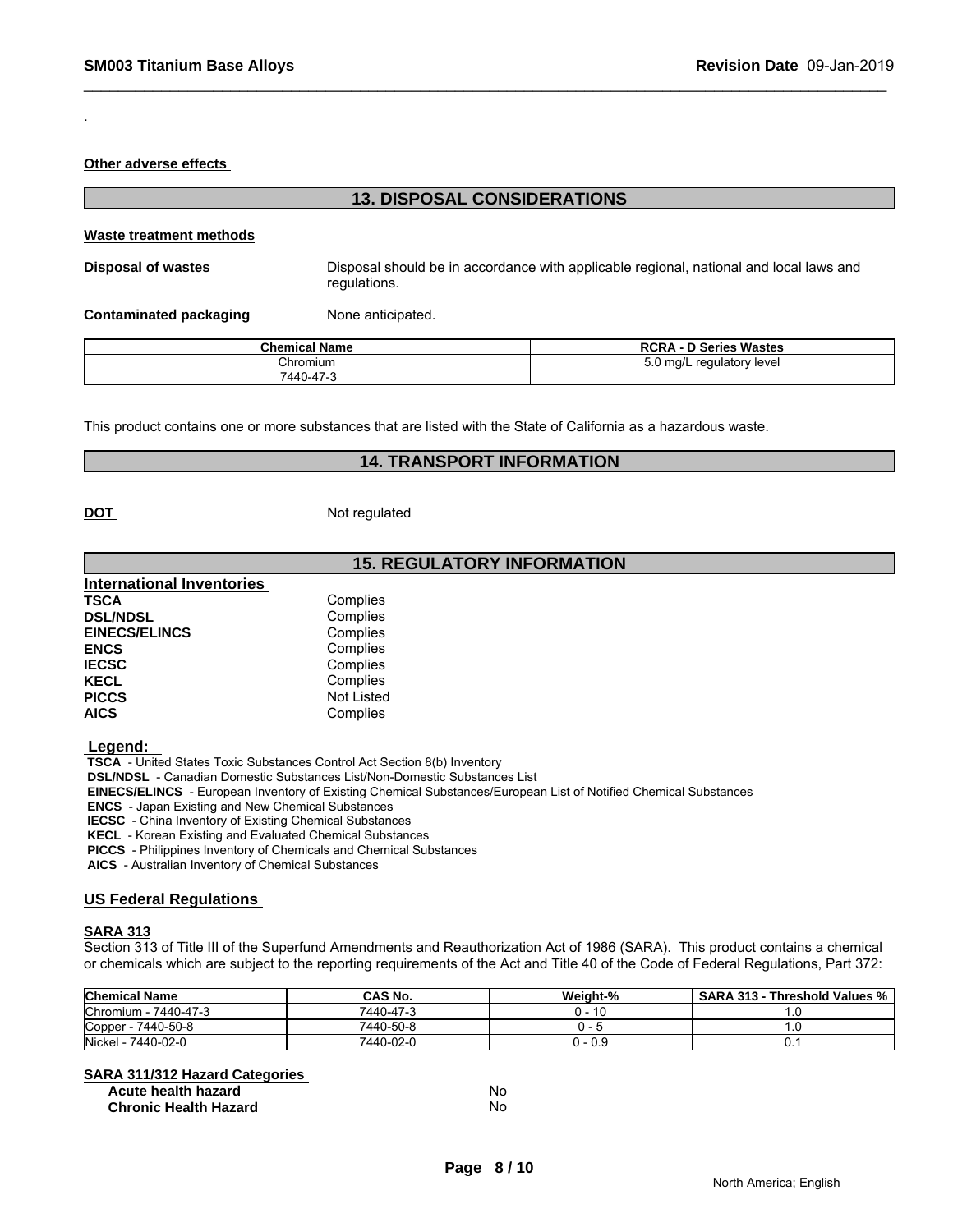.

**Other adverse effects**

## 13. DISPOSAL CONSIDERATIONS

**Waste treatment methods**

**Disposal of wastes** Disposal should be in accordance with applicable regional, national and local laws and regulations.

**Contaminated packaging** None anticipated.

| Chemical Name | RCRA - D Series Wastes |
|---|---|
| Chromium<br>7440-47-3 | 5.0 mg/L regulatory level |

This product contains one or more substances that are listed with the State of California as a hazardous waste.

## 14. TRANSPORT INFORMATION

**DOT** Not regulated

## 15. REGULATORY INFORMATION

**International Inventories**

| | |
|---|---|
| **TSCA** | Complies |
| **DSL/NDSL** | Complies |
| **EINECS/ELINCS** | Complies |
| **ENCS** | Complies |
| **IECSC** | Complies |
| **KECL** | Complies |
| **PICCS** | Not Listed |
| **AICS** | Complies |

**Legend:**

**TSCA** - United States Toxic Substances Control Act Section 8(b) Inventory
**DSL/NDSL** - Canadian Domestic Substances List/Non-Domestic Substances List
**EINECS/ELINCS** - European Inventory of Existing Chemical Substances/European List of Notified Chemical Substances
**ENCS** - Japan Existing and New Chemical Substances
**IECSC** - China Inventory of Existing Chemical Substances
**KECL** - Korean Existing and Evaluated Chemical Substances
**PICCS** - Philippines Inventory of Chemicals and Chemical Substances
**AICS** - Australian Inventory of Chemical Substances

**US Federal Regulations**

**SARA 313**

Section 313 of Title III of the Superfund Amendments and Reauthorization Act of 1986 (SARA). This product contains a chemical or chemicals which are subject to the reporting requirements of the Act and Title 40 of the Code of Federal Regulations, Part 372:

| Chemical Name | CAS No. | Weight-% | SARA 313 - Threshold Values % |
|---|---|---|---|
| Chromium - 7440-47-3 | 7440-47-3 | 0 - 10 | 1.0 |
| Copper - 7440-50-8 | 7440-50-8 | 0 - 5 | 1.0 |
| Nickel - 7440-02-0 | 7440-02-0 | 0 - 0.9 | 0.1 |

**SARA 311/312 Hazard Categories**

| | |
|---|---|
| **Acute health hazard** | No |
| **Chronic Health Hazard** | No |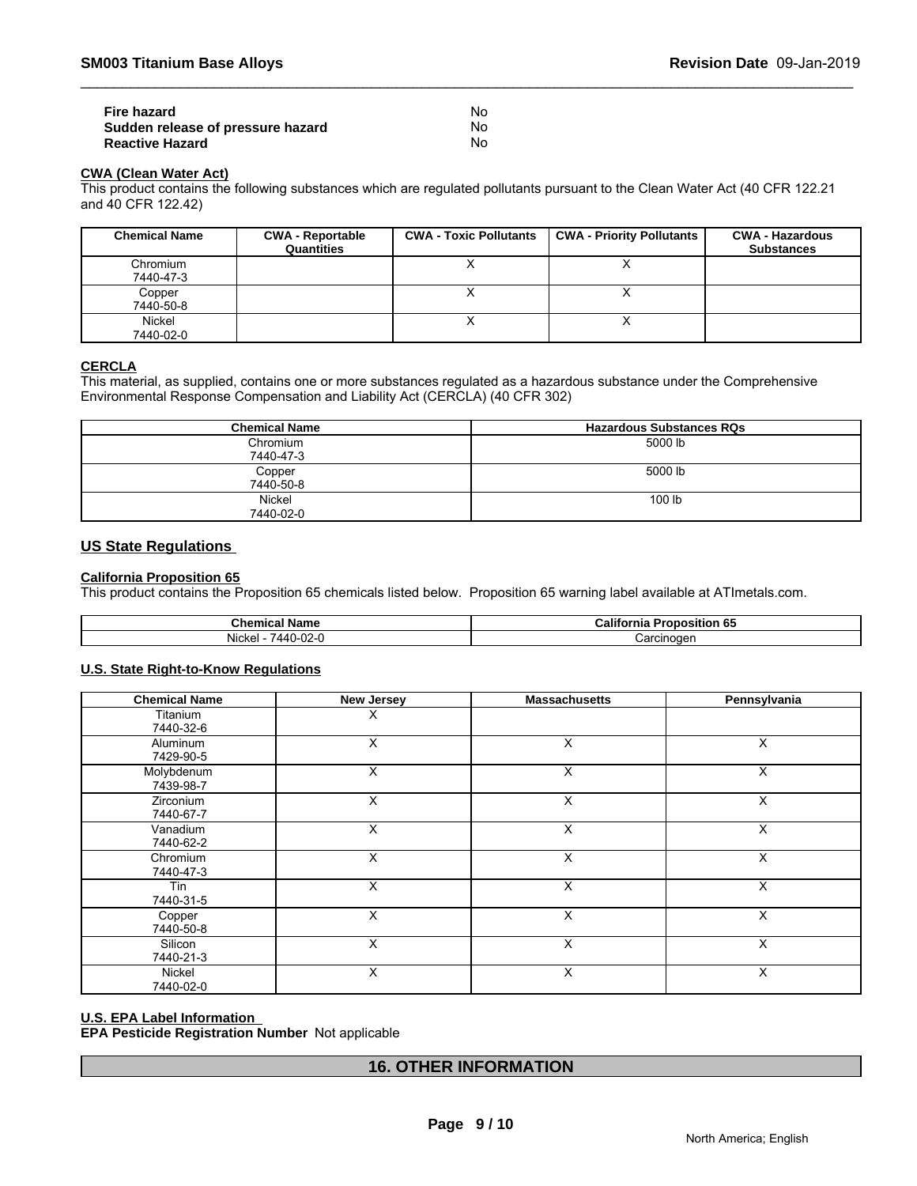| | |
|---|---|
| **Fire hazard** | No |
| **Sudden release of pressure hazard** | No |
| **Reactive Hazard** | No |

**CWA (Clean Water Act)**

This product contains the following substances which are regulated pollutants pursuant to the Clean Water Act (40 CFR 122.21 and 40 CFR 122.42)

| Chemical Name | CWA - Reportable Quantities | CWA - Toxic Pollutants | CWA - Priority Pollutants | CWA - Hazardous Substances |
|---|---|---|---|---|
| Chromium 7440-47-3 | | X | X | |
| Copper 7440-50-8 | | X | X | |
| Nickel 7440-02-0 | | X | X | |

**CERCLA**

This material, as supplied, contains one or more substances regulated as a hazardous substance under the Comprehensive Environmental Response Compensation and Liability Act (CERCLA) (40 CFR 302)

| Chemical Name | Hazardous Substances RQs |
|---|---|
| Chromium 7440-47-3 | 5000 lb |
| Copper 7440-50-8 | 5000 lb |
| Nickel 7440-02-0 | 100 lb |

## US State Regulations

**California Proposition 65**

This product contains the Proposition 65 chemicals listed below. Proposition 65 warning label available at ATImetals.com.

| Chemical Name | California Proposition 65 |
|---|---|
| Nickel - 7440-02-0 | Carcinogen |

**U.S. State Right-to-Know Regulations**

| Chemical Name | New Jersey | Massachusetts | Pennsylvania |
|---|---|---|---|
| Titanium 7440-32-6 | X | | |
| Aluminum 7429-90-5 | X | X | X |
| Molybdenum 7439-98-7 | X | X | X |
| Zirconium 7440-67-7 | X | X | X |
| Vanadium 7440-62-2 | X | X | X |
| Chromium 7440-47-3 | X | X | X |
| Tin 7440-31-5 | X | X | X |
| Copper 7440-50-8 | X | X | X |
| Silicon 7440-21-3 | X | X | X |
| Nickel 7440-02-0 | X | X | X |

**U.S. EPA Label Information**

**EPA Pesticide Registration Number** Not applicable

## 16. OTHER INFORMATION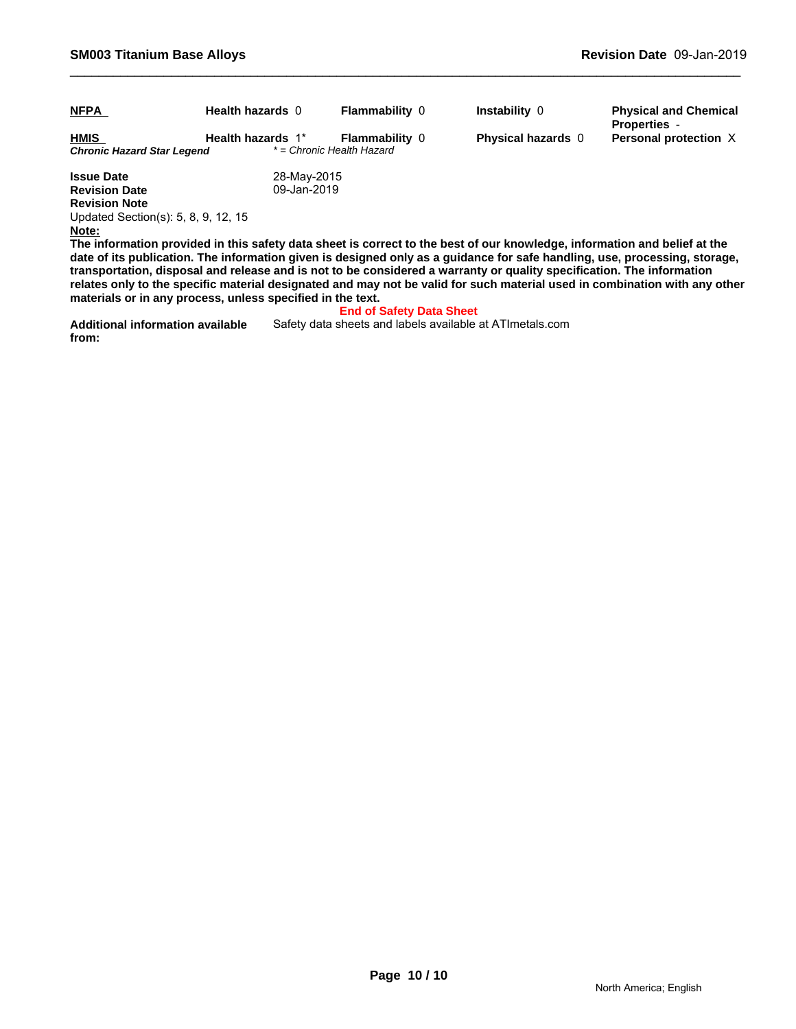| | | | | |
|---|---|---|---|---|
| **NFPA** | **Health hazards** 0 | **Flammability** 0 | **Instability** 0 | **Physical and Chemical Properties** - |
| **HMIS** | **Health hazards** 1* | **Flammability** 0 | **Physical hazards** 0 | **Personal protection** X |

***Chronic Hazard Star Legend*** *\* = Chronic Health Hazard*

**Issue Date** 28-May-2015

**Revision Date** 09-Jan-2019

**Revision Note**

Updated Section(s): 5, 8, 9, 12, 15

**Note:**

**The information provided in this safety data sheet is correct to the best of our knowledge, information and belief at the date of its publication. The information given is designed only as a guidance for safe handling, use, processing, storage, transportation, disposal and release and is not to be considered a warranty or quality specification. The information relates only to the specific material designated and may not be valid for such material used in combination with any other materials or in any process, unless specified in the text.**

**End of Safety Data Sheet**

**Additional information available from:** Safety data sheets and labels available at ATImetals.com

North America; English